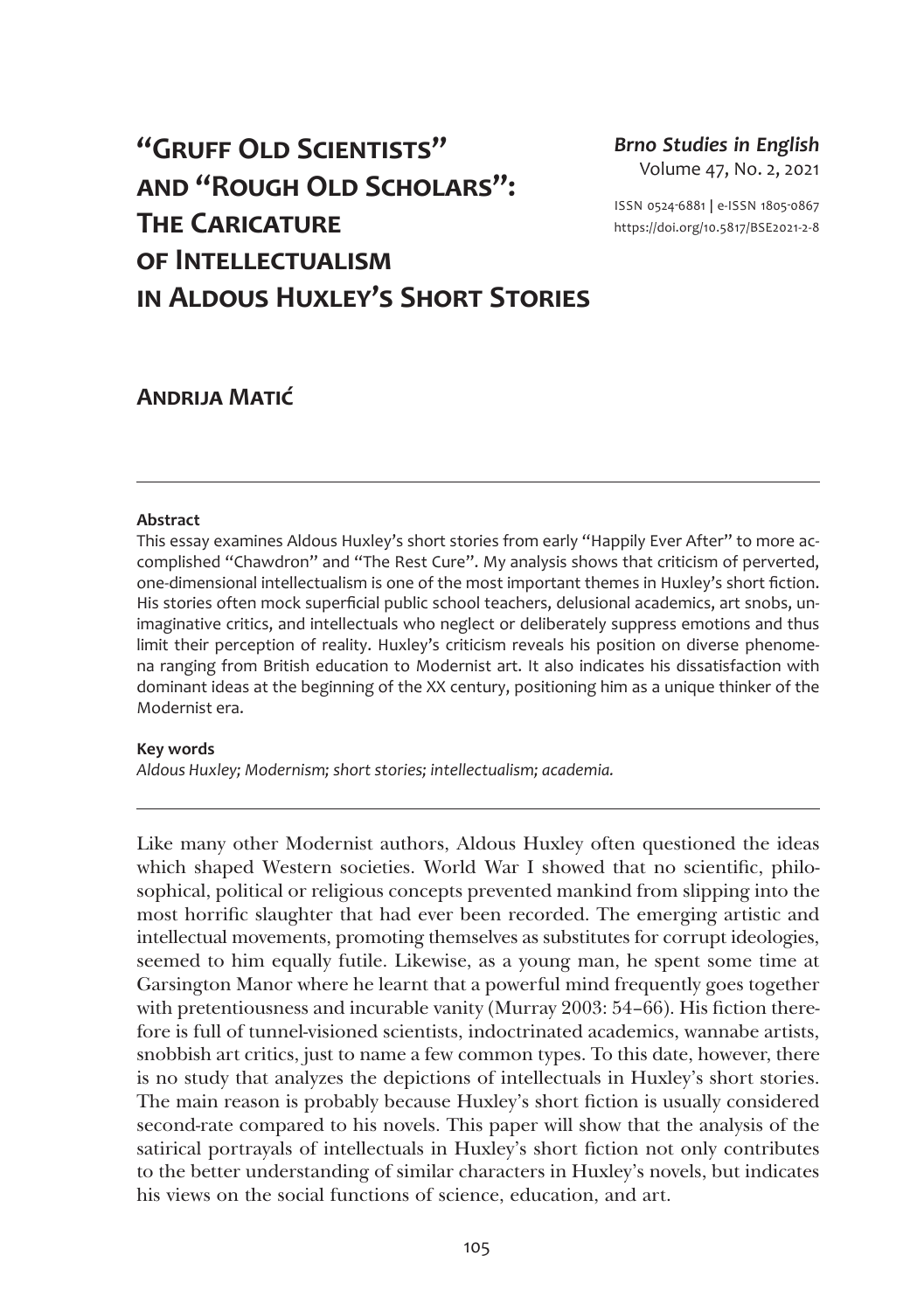# "Gruff Old Scientists" and "Rough Old Scholars": The Caricature of Intellectualism in Aldous Huxley's Short Stories

***Brno Studies in English***
Volume 47, No. 2, 2021

ISSN 0524-6881 | e-ISSN 1805-0867
https://doi.org/10.5817/BSE2021-2-8

## Andrija Matić

---

**Abstract**

This essay examines Aldous Huxley's short stories from early "Happily Ever After" to more accomplished "Chawdron" and "The Rest Cure". My analysis shows that criticism of perverted, one-dimensional intellectualism is one of the most important themes in Huxley's short fiction. His stories often mock superficial public school teachers, delusional academics, art snobs, unimaginative critics, and intellectuals who neglect or deliberately suppress emotions and thus limit their perception of reality. Huxley's criticism reveals his position on diverse phenomena ranging from British education to Modernist art. It also indicates his dissatisfaction with dominant ideas at the beginning of the XX century, positioning him as a unique thinker of the Modernist era.

**Key words**

*Aldous Huxley; Modernism; short stories; intellectualism; academia.*

---

Like many other Modernist authors, Aldous Huxley often questioned the ideas which shaped Western societies. World War I showed that no scientific, philosophical, political or religious concepts prevented mankind from slipping into the most horrific slaughter that had ever been recorded. The emerging artistic and intellectual movements, promoting themselves as substitutes for corrupt ideologies, seemed to him equally futile. Likewise, as a young man, he spent some time at Garsington Manor where he learnt that a powerful mind frequently goes together with pretentiousness and incurable vanity (Murray 2003: 54–66). His fiction therefore is full of tunnel-visioned scientists, indoctrinated academics, wannabe artists, snobbish art critics, just to name a few common types. To this date, however, there is no study that analyzes the depictions of intellectuals in Huxley's short stories. The main reason is probably because Huxley's short fiction is usually considered second-rate compared to his novels. This paper will show that the analysis of the satirical portrayals of intellectuals in Huxley's short fiction not only contributes to the better understanding of similar characters in Huxley's novels, but indicates his views on the social functions of science, education, and art.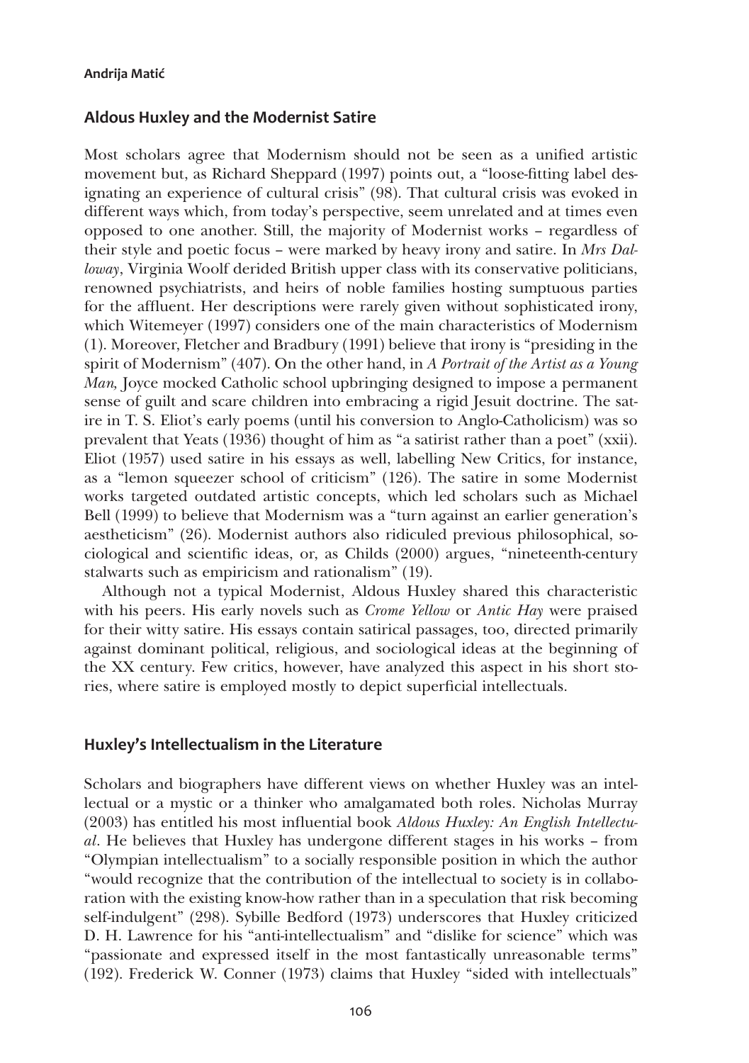## Aldous Huxley and the Modernist Satire

Most scholars agree that Modernism should not be seen as a unified artistic movement but, as Richard Sheppard (1997) points out, a "loose-fitting label designating an experience of cultural crisis" (98). That cultural crisis was evoked in different ways which, from today's perspective, seem unrelated and at times even opposed to one another. Still, the majority of Modernist works – regardless of their style and poetic focus – were marked by heavy irony and satire. In *Mrs Dalloway*, Virginia Woolf derided British upper class with its conservative politicians, renowned psychiatrists, and heirs of noble families hosting sumptuous parties for the affluent. Her descriptions were rarely given without sophisticated irony, which Witemeyer (1997) considers one of the main characteristics of Modernism (1). Moreover, Fletcher and Bradbury (1991) believe that irony is "presiding in the spirit of Modernism" (407). On the other hand, in *A Portrait of the Artist as a Young Man,* Joyce mocked Catholic school upbringing designed to impose a permanent sense of guilt and scare children into embracing a rigid Jesuit doctrine. The satire in T. S. Eliot's early poems (until his conversion to Anglo-Catholicism) was so prevalent that Yeats (1936) thought of him as "a satirist rather than a poet" (xxii). Eliot (1957) used satire in his essays as well, labelling New Critics, for instance, as a "lemon squeezer school of criticism" (126). The satire in some Modernist works targeted outdated artistic concepts, which led scholars such as Michael Bell (1999) to believe that Modernism was a "turn against an earlier generation's aestheticism" (26). Modernist authors also ridiculed previous philosophical, sociological and scientific ideas, or, as Childs (2000) argues, "nineteenth-century stalwarts such as empiricism and rationalism" (19).

Although not a typical Modernist, Aldous Huxley shared this characteristic with his peers. His early novels such as *Crome Yellow* or *Antic Hay* were praised for their witty satire. His essays contain satirical passages, too, directed primarily against dominant political, religious, and sociological ideas at the beginning of the XX century. Few critics, however, have analyzed this aspect in his short stories, where satire is employed mostly to depict superficial intellectuals.

## Huxley's Intellectualism in the Literature

Scholars and biographers have different views on whether Huxley was an intellectual or a mystic or a thinker who amalgamated both roles. Nicholas Murray (2003) has entitled his most influential book *Aldous Huxley: An English Intellectual*. He believes that Huxley has undergone different stages in his works – from "Olympian intellectualism" to a socially responsible position in which the author "would recognize that the contribution of the intellectual to society is in collaboration with the existing know-how rather than in a speculation that risk becoming self-indulgent" (298). Sybille Bedford (1973) underscores that Huxley criticized D. H. Lawrence for his "anti-intellectualism" and "dislike for science" which was "passionate and expressed itself in the most fantastically unreasonable terms" (192). Frederick W. Conner (1973) claims that Huxley "sided with intellectuals"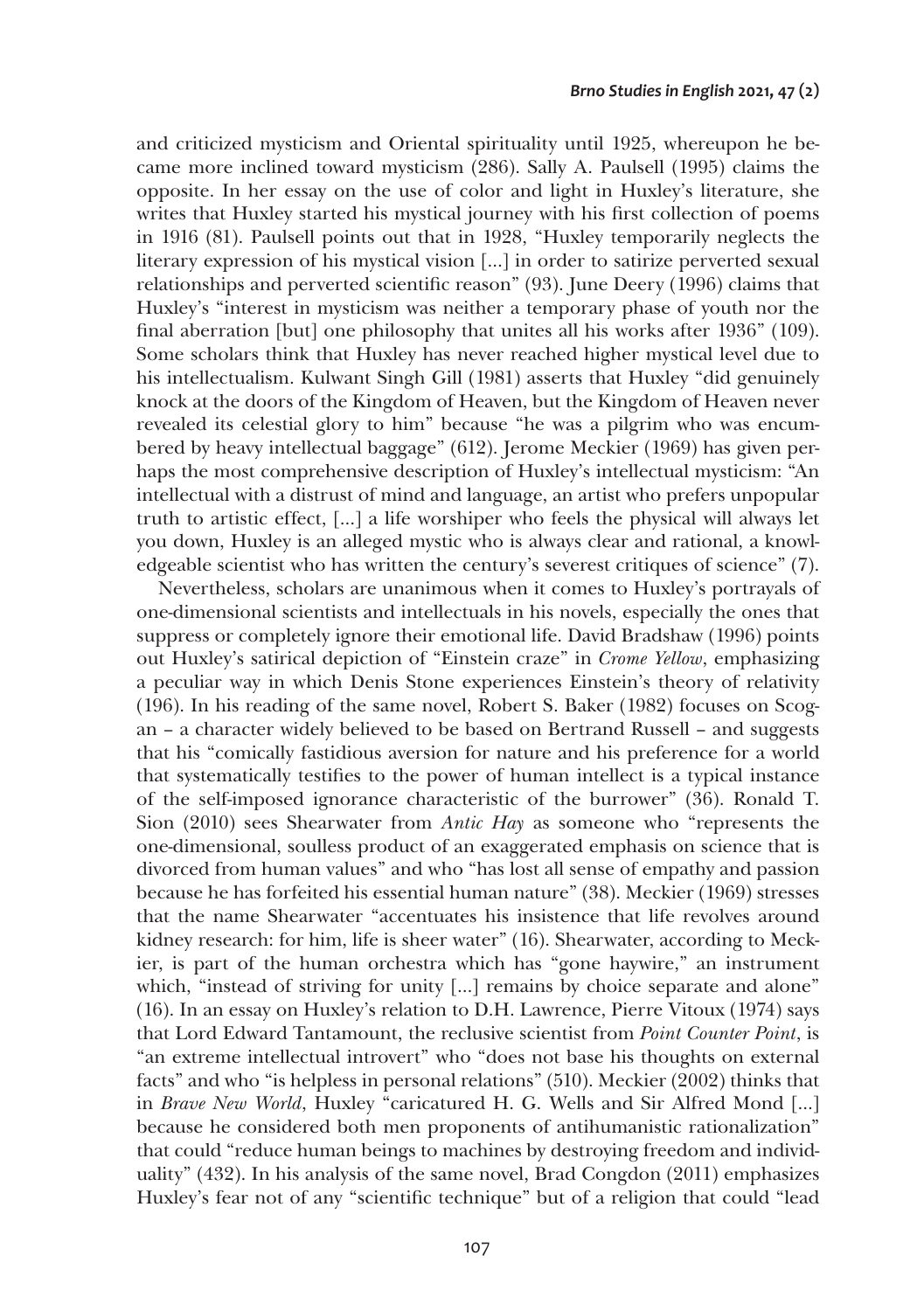and criticized mysticism and Oriental spirituality until 1925, whereupon he became more inclined toward mysticism (286). Sally A. Paulsell (1995) claims the opposite. In her essay on the use of color and light in Huxley's literature, she writes that Huxley started his mystical journey with his first collection of poems in 1916 (81). Paulsell points out that in 1928, "Huxley temporarily neglects the literary expression of his mystical vision [...] in order to satirize perverted sexual relationships and perverted scientific reason" (93). June Deery (1996) claims that Huxley's "interest in mysticism was neither a temporary phase of youth nor the final aberration [but] one philosophy that unites all his works after 1936" (109). Some scholars think that Huxley has never reached higher mystical level due to his intellectualism. Kulwant Singh Gill (1981) asserts that Huxley "did genuinely knock at the doors of the Kingdom of Heaven, but the Kingdom of Heaven never revealed its celestial glory to him" because "he was a pilgrim who was encumbered by heavy intellectual baggage" (612). Jerome Meckier (1969) has given perhaps the most comprehensive description of Huxley's intellectual mysticism: "An intellectual with a distrust of mind and language, an artist who prefers unpopular truth to artistic effect, [...] a life worshiper who feels the physical will always let you down, Huxley is an alleged mystic who is always clear and rational, a knowledgeable scientist who has written the century's severest critiques of science" (7).

Nevertheless, scholars are unanimous when it comes to Huxley's portrayals of one-dimensional scientists and intellectuals in his novels, especially the ones that suppress or completely ignore their emotional life. David Bradshaw (1996) points out Huxley's satirical depiction of "Einstein craze" in *Crome Yellow*, emphasizing a peculiar way in which Denis Stone experiences Einstein's theory of relativity (196). In his reading of the same novel, Robert S. Baker (1982) focuses on Scogan – a character widely believed to be based on Bertrand Russell – and suggests that his "comically fastidious aversion for nature and his preference for a world that systematically testifies to the power of human intellect is a typical instance of the self-imposed ignorance characteristic of the burrower" (36). Ronald T. Sion (2010) sees Shearwater from *Antic Hay* as someone who "represents the one-dimensional, soulless product of an exaggerated emphasis on science that is divorced from human values" and who "has lost all sense of empathy and passion because he has forfeited his essential human nature" (38). Meckier (1969) stresses that the name Shearwater "accentuates his insistence that life revolves around kidney research: for him, life is sheer water" (16). Shearwater, according to Meckier, is part of the human orchestra which has "gone haywire," an instrument which, "instead of striving for unity [...] remains by choice separate and alone" (16). In an essay on Huxley's relation to D.H. Lawrence, Pierre Vitoux (1974) says that Lord Edward Tantamount, the reclusive scientist from *Point Counter Point*, is "an extreme intellectual introvert" who "does not base his thoughts on external facts" and who "is helpless in personal relations" (510). Meckier (2002) thinks that in *Brave New World*, Huxley "caricatured H. G. Wells and Sir Alfred Mond [...] because he considered both men proponents of antihumanistic rationalization" that could "reduce human beings to machines by destroying freedom and individuality" (432). In his analysis of the same novel, Brad Congdon (2011) emphasizes Huxley's fear not of any "scientific technique" but of a religion that could "lead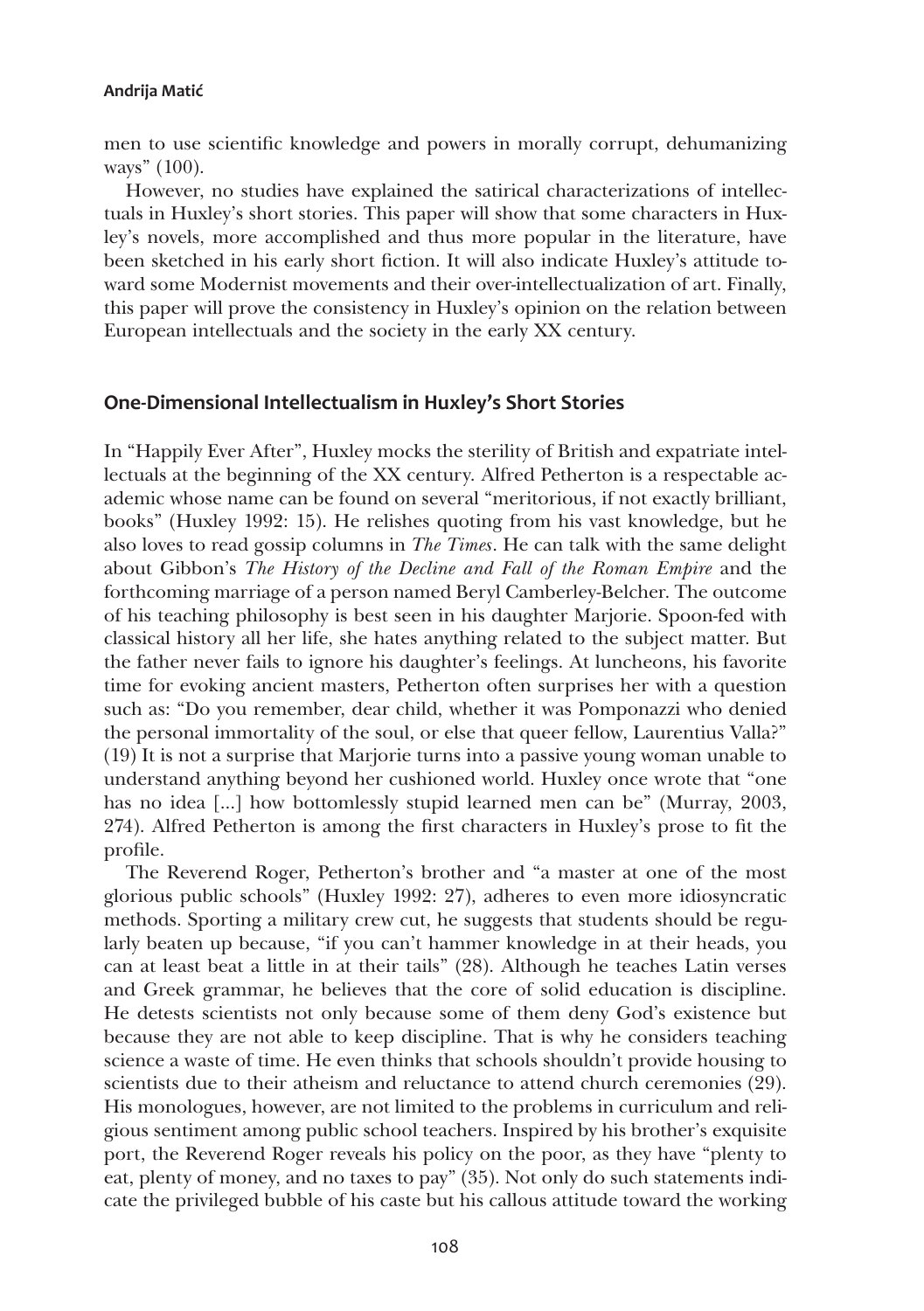men to use scientific knowledge and powers in morally corrupt, dehumanizing ways" (100).

However, no studies have explained the satirical characterizations of intellectuals in Huxley's short stories. This paper will show that some characters in Huxley's novels, more accomplished and thus more popular in the literature, have been sketched in his early short fiction. It will also indicate Huxley's attitude toward some Modernist movements and their over-intellectualization of art. Finally, this paper will prove the consistency in Huxley's opinion on the relation between European intellectuals and the society in the early XX century.

## One-Dimensional Intellectualism in Huxley's Short Stories

In "Happily Ever After", Huxley mocks the sterility of British and expatriate intellectuals at the beginning of the XX century. Alfred Petherton is a respectable academic whose name can be found on several "meritorious, if not exactly brilliant, books" (Huxley 1992: 15). He relishes quoting from his vast knowledge, but he also loves to read gossip columns in *The Times*. He can talk with the same delight about Gibbon's *The History of the Decline and Fall of the Roman Empire* and the forthcoming marriage of a person named Beryl Camberley-Belcher. The outcome of his teaching philosophy is best seen in his daughter Marjorie. Spoon-fed with classical history all her life, she hates anything related to the subject matter. But the father never fails to ignore his daughter's feelings. At luncheons, his favorite time for evoking ancient masters, Petherton often surprises her with a question such as: "Do you remember, dear child, whether it was Pomponazzi who denied the personal immortality of the soul, or else that queer fellow, Laurentius Valla?" (19) It is not a surprise that Marjorie turns into a passive young woman unable to understand anything beyond her cushioned world. Huxley once wrote that "one has no idea [...] how bottomlessly stupid learned men can be" (Murray, 2003, 274). Alfred Petherton is among the first characters in Huxley's prose to fit the profile.

The Reverend Roger, Petherton's brother and "a master at one of the most glorious public schools" (Huxley 1992: 27), adheres to even more idiosyncratic methods. Sporting a military crew cut, he suggests that students should be regularly beaten up because, "if you can't hammer knowledge in at their heads, you can at least beat a little in at their tails" (28). Although he teaches Latin verses and Greek grammar, he believes that the core of solid education is discipline. He detests scientists not only because some of them deny God's existence but because they are not able to keep discipline. That is why he considers teaching science a waste of time. He even thinks that schools shouldn't provide housing to scientists due to their atheism and reluctance to attend church ceremonies (29). His monologues, however, are not limited to the problems in curriculum and religious sentiment among public school teachers. Inspired by his brother's exquisite port, the Reverend Roger reveals his policy on the poor, as they have "plenty to eat, plenty of money, and no taxes to pay" (35). Not only do such statements indicate the privileged bubble of his caste but his callous attitude toward the working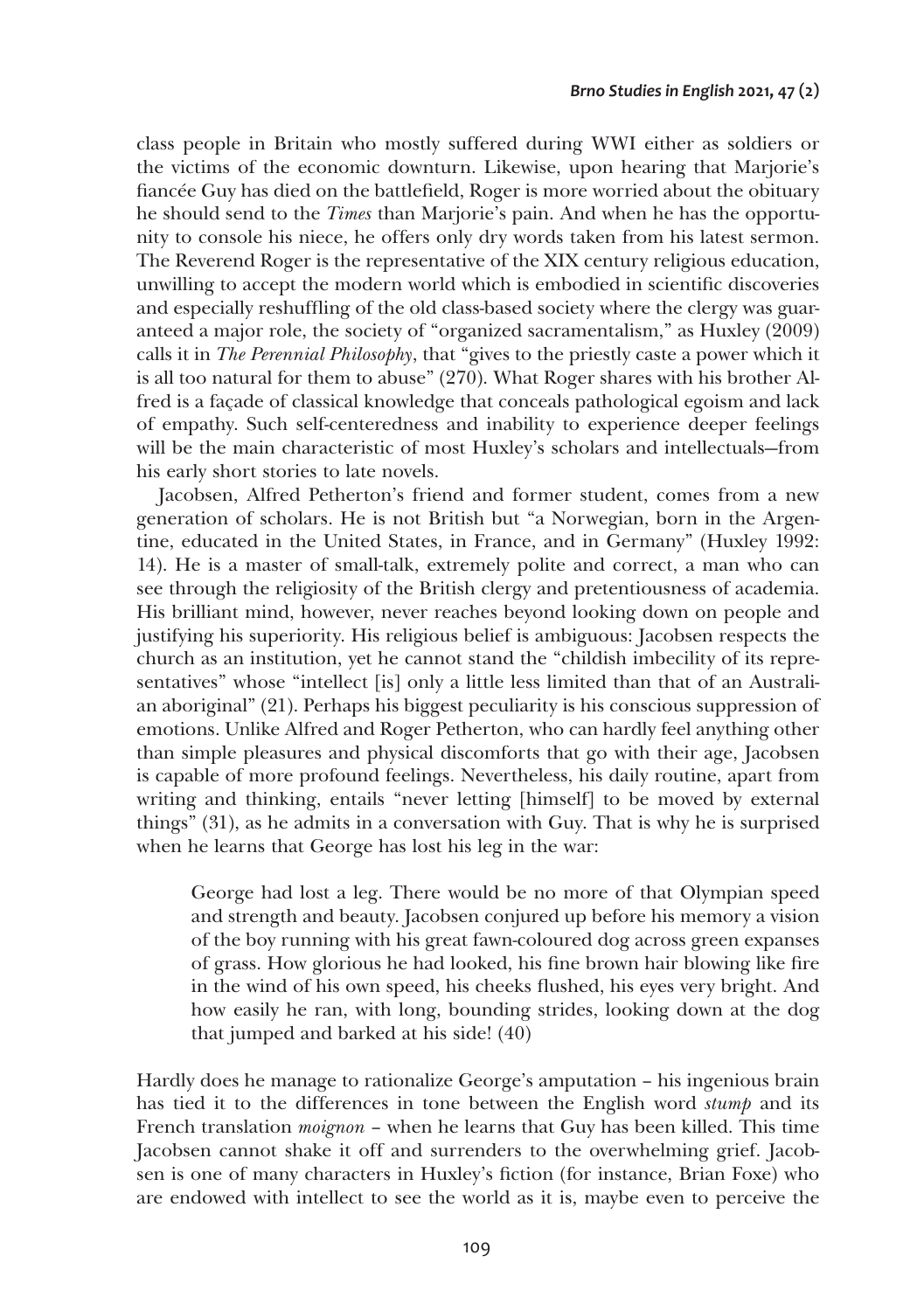class people in Britain who mostly suffered during WWI either as soldiers or the victims of the economic downturn. Likewise, upon hearing that Marjorie's fiancée Guy has died on the battlefield, Roger is more worried about the obituary he should send to the *Times* than Marjorie's pain. And when he has the opportunity to console his niece, he offers only dry words taken from his latest sermon. The Reverend Roger is the representative of the XIX century religious education, unwilling to accept the modern world which is embodied in scientific discoveries and especially reshuffling of the old class-based society where the clergy was guaranteed a major role, the society of "organized sacramentalism," as Huxley (2009) calls it in *The Perennial Philosophy*, that "gives to the priestly caste a power which it is all too natural for them to abuse" (270). What Roger shares with his brother Alfred is a façade of classical knowledge that conceals pathological egoism and lack of empathy. Such self-centeredness and inability to experience deeper feelings will be the main characteristic of most Huxley's scholars and intellectuals—from his early short stories to late novels.

Jacobsen, Alfred Petherton's friend and former student, comes from a new generation of scholars. He is not British but "a Norwegian, born in the Argentine, educated in the United States, in France, and in Germany" (Huxley 1992: 14). He is a master of small-talk, extremely polite and correct, a man who can see through the religiosity of the British clergy and pretentiousness of academia. His brilliant mind, however, never reaches beyond looking down on people and justifying his superiority. His religious belief is ambiguous: Jacobsen respects the church as an institution, yet he cannot stand the "childish imbecility of its representatives" whose "intellect [is] only a little less limited than that of an Australian aboriginal" (21). Perhaps his biggest peculiarity is his conscious suppression of emotions. Unlike Alfred and Roger Petherton, who can hardly feel anything other than simple pleasures and physical discomforts that go with their age, Jacobsen is capable of more profound feelings. Nevertheless, his daily routine, apart from writing and thinking, entails "never letting [himself] to be moved by external things" (31), as he admits in a conversation with Guy. That is why he is surprised when he learns that George has lost his leg in the war:

> George had lost a leg. There would be no more of that Olympian speed and strength and beauty. Jacobsen conjured up before his memory a vision of the boy running with his great fawn-coloured dog across green expanses of grass. How glorious he had looked, his fine brown hair blowing like fire in the wind of his own speed, his cheeks flushed, his eyes very bright. And how easily he ran, with long, bounding strides, looking down at the dog that jumped and barked at his side! (40)

Hardly does he manage to rationalize George's amputation – his ingenious brain has tied it to the differences in tone between the English word *stump* and its French translation *moignon* – when he learns that Guy has been killed. This time Jacobsen cannot shake it off and surrenders to the overwhelming grief. Jacobsen is one of many characters in Huxley's fiction (for instance, Brian Foxe) who are endowed with intellect to see the world as it is, maybe even to perceive the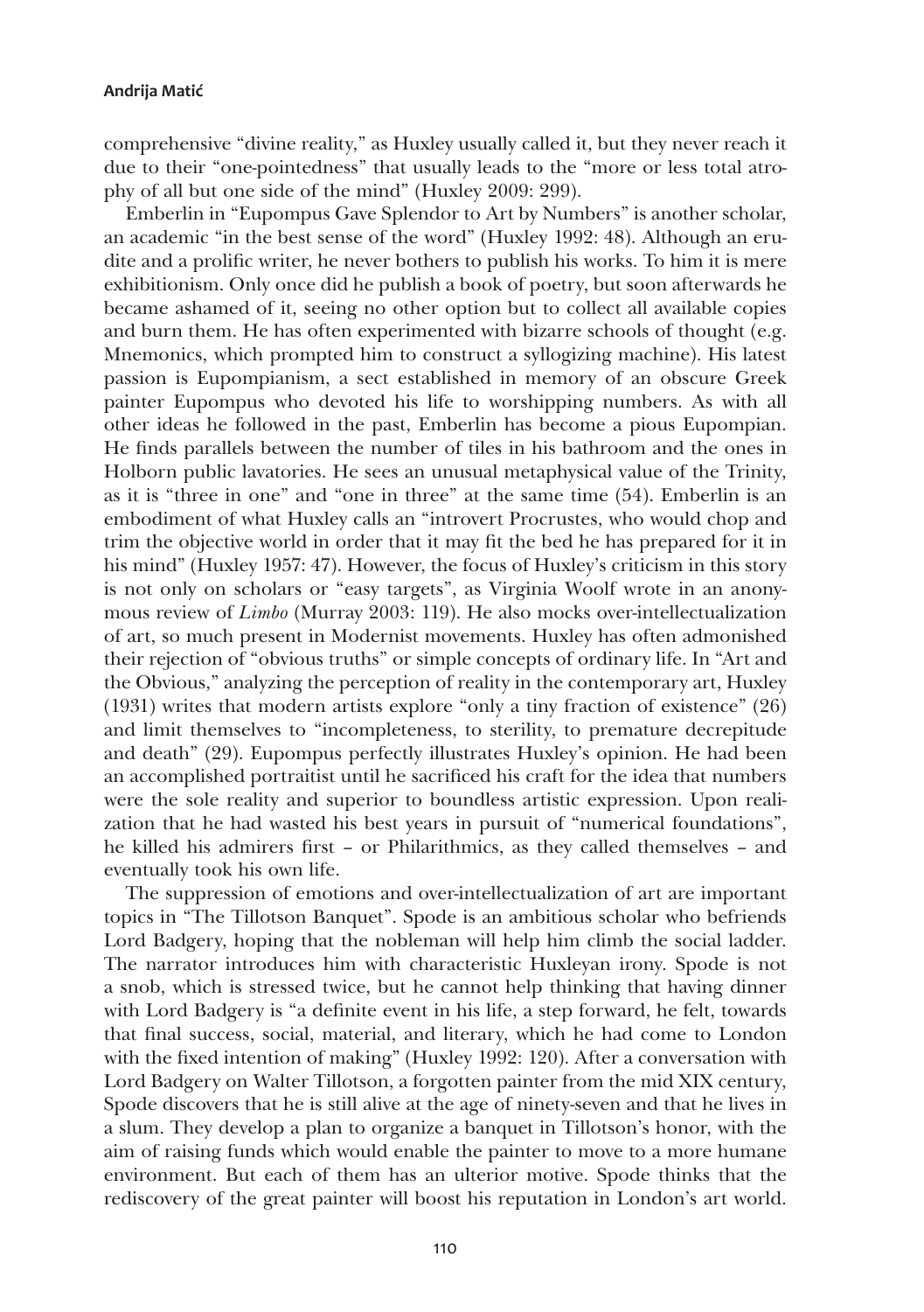comprehensive "divine reality," as Huxley usually called it, but they never reach it due to their "one-pointedness" that usually leads to the "more or less total atrophy of all but one side of the mind" (Huxley 2009: 299).

Emberlin in "Eupompus Gave Splendor to Art by Numbers" is another scholar, an academic "in the best sense of the word" (Huxley 1992: 48). Although an erudite and a prolific writer, he never bothers to publish his works. To him it is mere exhibitionism. Only once did he publish a book of poetry, but soon afterwards he became ashamed of it, seeing no other option but to collect all available copies and burn them. He has often experimented with bizarre schools of thought (e.g. Mnemonics, which prompted him to construct a syllogizing machine). His latest passion is Eupompianism, a sect established in memory of an obscure Greek painter Eupompus who devoted his life to worshipping numbers. As with all other ideas he followed in the past, Emberlin has become a pious Eupompian. He finds parallels between the number of tiles in his bathroom and the ones in Holborn public lavatories. He sees an unusual metaphysical value of the Trinity, as it is "three in one" and "one in three" at the same time (54). Emberlin is an embodiment of what Huxley calls an "introvert Procrustes, who would chop and trim the objective world in order that it may fit the bed he has prepared for it in his mind" (Huxley 1957: 47). However, the focus of Huxley's criticism in this story is not only on scholars or "easy targets", as Virginia Woolf wrote in an anonymous review of *Limbo* (Murray 2003: 119). He also mocks over-intellectualization of art, so much present in Modernist movements. Huxley has often admonished their rejection of "obvious truths" or simple concepts of ordinary life. In "Art and the Obvious," analyzing the perception of reality in the contemporary art, Huxley (1931) writes that modern artists explore "only a tiny fraction of existence" (26) and limit themselves to "incompleteness, to sterility, to premature decrepitude and death" (29). Eupompus perfectly illustrates Huxley's opinion. He had been an accomplished portraitist until he sacrificed his craft for the idea that numbers were the sole reality and superior to boundless artistic expression. Upon realization that he had wasted his best years in pursuit of "numerical foundations", he killed his admirers first – or Philarithmics, as they called themselves – and eventually took his own life.

The suppression of emotions and over-intellectualization of art are important topics in "The Tillotson Banquet". Spode is an ambitious scholar who befriends Lord Badgery, hoping that the nobleman will help him climb the social ladder. The narrator introduces him with characteristic Huxleyan irony. Spode is not a snob, which is stressed twice, but he cannot help thinking that having dinner with Lord Badgery is "a definite event in his life, a step forward, he felt, towards that final success, social, material, and literary, which he had come to London with the fixed intention of making" (Huxley 1992: 120). After a conversation with Lord Badgery on Walter Tillotson, a forgotten painter from the mid XIX century, Spode discovers that he is still alive at the age of ninety-seven and that he lives in a slum. They develop a plan to organize a banquet in Tillotson's honor, with the aim of raising funds which would enable the painter to move to a more humane environment. But each of them has an ulterior motive. Spode thinks that the rediscovery of the great painter will boost his reputation in London's art world.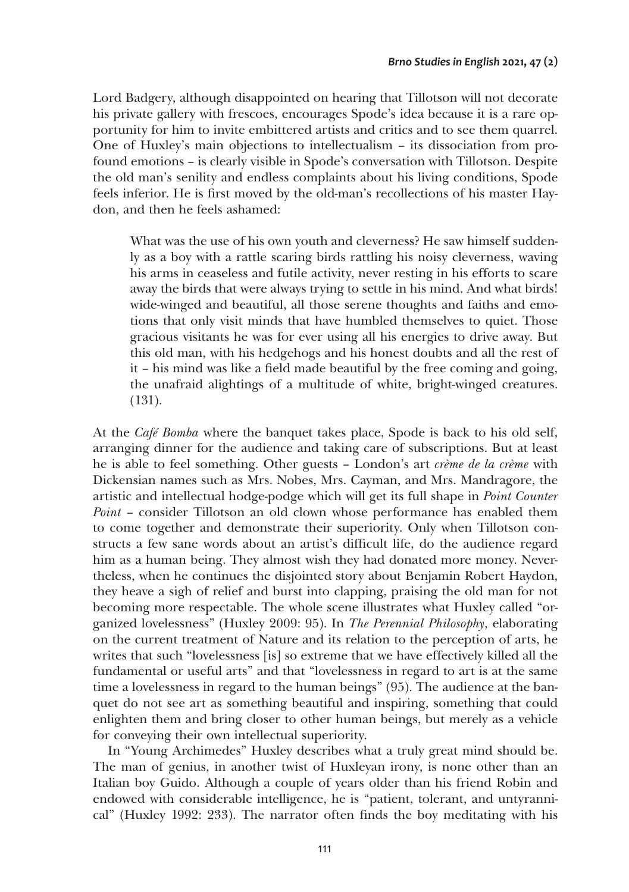Lord Badgery, although disappointed on hearing that Tillotson will not decorate his private gallery with frescoes, encourages Spode's idea because it is a rare opportunity for him to invite embittered artists and critics and to see them quarrel. One of Huxley's main objections to intellectualism – its dissociation from profound emotions – is clearly visible in Spode's conversation with Tillotson. Despite the old man's senility and endless complaints about his living conditions, Spode feels inferior. He is first moved by the old-man's recollections of his master Haydon, and then he feels ashamed:

> What was the use of his own youth and cleverness? He saw himself suddenly as a boy with a rattle scaring birds rattling his noisy cleverness, waving his arms in ceaseless and futile activity, never resting in his efforts to scare away the birds that were always trying to settle in his mind. And what birds! wide-winged and beautiful, all those serene thoughts and faiths and emotions that only visit minds that have humbled themselves to quiet. Those gracious visitants he was for ever using all his energies to drive away. But this old man, with his hedgehogs and his honest doubts and all the rest of it – his mind was like a field made beautiful by the free coming and going, the unafraid alightings of a multitude of white, bright-winged creatures. (131).

At the *Café Bomba* where the banquet takes place, Spode is back to his old self, arranging dinner for the audience and taking care of subscriptions. But at least he is able to feel something. Other guests – London's art *crème de la crème* with Dickensian names such as Mrs. Nobes, Mrs. Cayman, and Mrs. Mandragore, the artistic and intellectual hodge-podge which will get its full shape in *Point Counter Point* – consider Tillotson an old clown whose performance has enabled them to come together and demonstrate their superiority. Only when Tillotson constructs a few sane words about an artist's difficult life, do the audience regard him as a human being. They almost wish they had donated more money. Nevertheless, when he continues the disjointed story about Benjamin Robert Haydon, they heave a sigh of relief and burst into clapping, praising the old man for not becoming more respectable. The whole scene illustrates what Huxley called "organized lovelessness" (Huxley 2009: 95). In *The Perennial Philosophy*, elaborating on the current treatment of Nature and its relation to the perception of arts, he writes that such "lovelessness [is] so extreme that we have effectively killed all the fundamental or useful arts" and that "lovelessness in regard to art is at the same time a lovelessness in regard to the human beings" (95). The audience at the banquet do not see art as something beautiful and inspiring, something that could enlighten them and bring closer to other human beings, but merely as a vehicle for conveying their own intellectual superiority.

In "Young Archimedes" Huxley describes what a truly great mind should be. The man of genius, in another twist of Huxleyan irony, is none other than an Italian boy Guido. Although a couple of years older than his friend Robin and endowed with considerable intelligence, he is "patient, tolerant, and untyrannical" (Huxley 1992: 233). The narrator often finds the boy meditating with his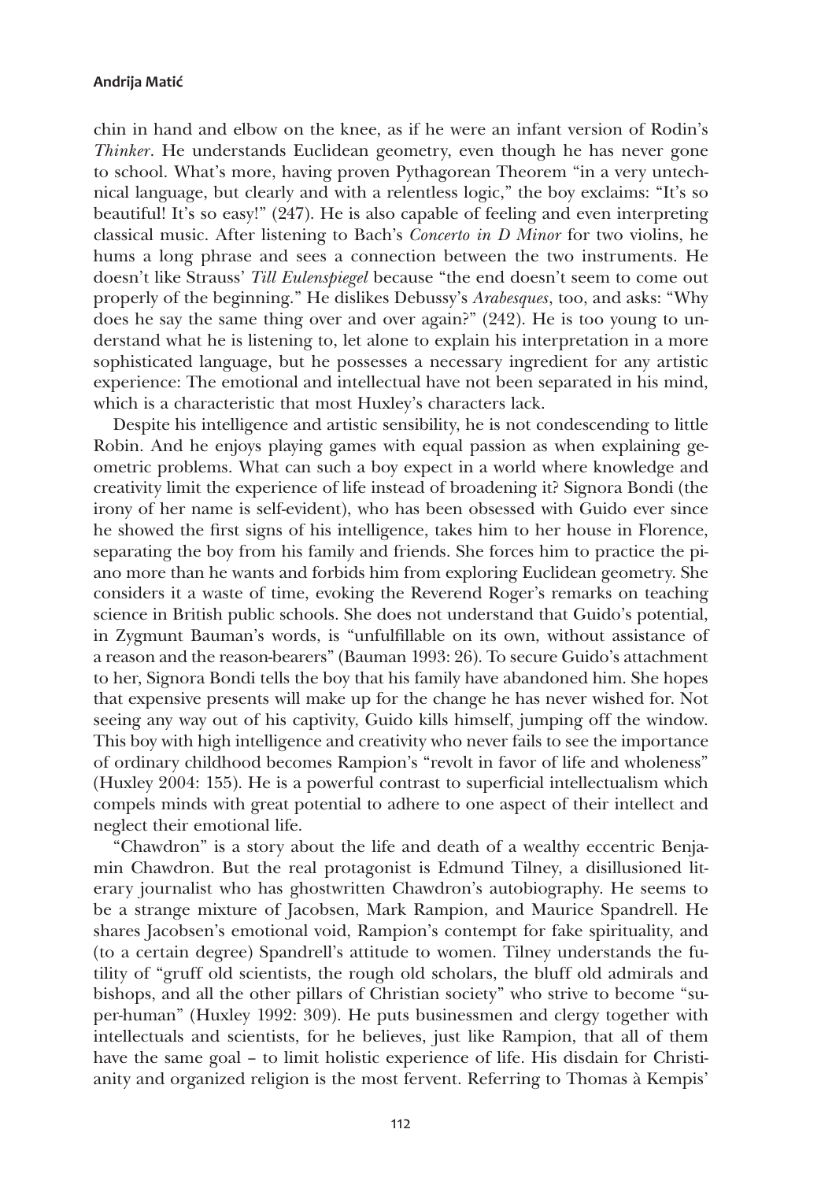chin in hand and elbow on the knee, as if he were an infant version of Rodin's *Thinker*. He understands Euclidean geometry, even though he has never gone to school. What's more, having proven Pythagorean Theorem "in a very untechnical language, but clearly and with a relentless logic," the boy exclaims: "It's so beautiful! It's so easy!" (247). He is also capable of feeling and even interpreting classical music. After listening to Bach's *Concerto in D Minor* for two violins, he hums a long phrase and sees a connection between the two instruments. He doesn't like Strauss' *Till Eulenspiegel* because "the end doesn't seem to come out properly of the beginning." He dislikes Debussy's *Arabesques*, too, and asks: "Why does he say the same thing over and over again?" (242). He is too young to understand what he is listening to, let alone to explain his interpretation in a more sophisticated language, but he possesses a necessary ingredient for any artistic experience: The emotional and intellectual have not been separated in his mind, which is a characteristic that most Huxley's characters lack.

Despite his intelligence and artistic sensibility, he is not condescending to little Robin. And he enjoys playing games with equal passion as when explaining geometric problems. What can such a boy expect in a world where knowledge and creativity limit the experience of life instead of broadening it? Signora Bondi (the irony of her name is self-evident), who has been obsessed with Guido ever since he showed the first signs of his intelligence, takes him to her house in Florence, separating the boy from his family and friends. She forces him to practice the piano more than he wants and forbids him from exploring Euclidean geometry. She considers it a waste of time, evoking the Reverend Roger's remarks on teaching science in British public schools. She does not understand that Guido's potential, in Zygmunt Bauman's words, is "unfulfillable on its own, without assistance of a reason and the reason-bearers" (Bauman 1993: 26). To secure Guido's attachment to her, Signora Bondi tells the boy that his family have abandoned him. She hopes that expensive presents will make up for the change he has never wished for. Not seeing any way out of his captivity, Guido kills himself, jumping off the window. This boy with high intelligence and creativity who never fails to see the importance of ordinary childhood becomes Rampion's "revolt in favor of life and wholeness" (Huxley 2004: 155). He is a powerful contrast to superficial intellectualism which compels minds with great potential to adhere to one aspect of their intellect and neglect their emotional life.

"Chawdron" is a story about the life and death of a wealthy eccentric Benjamin Chawdron. But the real protagonist is Edmund Tilney, a disillusioned literary journalist who has ghostwritten Chawdron's autobiography. He seems to be a strange mixture of Jacobsen, Mark Rampion, and Maurice Spandrell. He shares Jacobsen's emotional void, Rampion's contempt for fake spirituality, and (to a certain degree) Spandrell's attitude to women. Tilney understands the futility of "gruff old scientists, the rough old scholars, the bluff old admirals and bishops, and all the other pillars of Christian society" who strive to become "super-human" (Huxley 1992: 309). He puts businessmen and clergy together with intellectuals and scientists, for he believes, just like Rampion, that all of them have the same goal – to limit holistic experience of life. His disdain for Christianity and organized religion is the most fervent. Referring to Thomas à Kempis'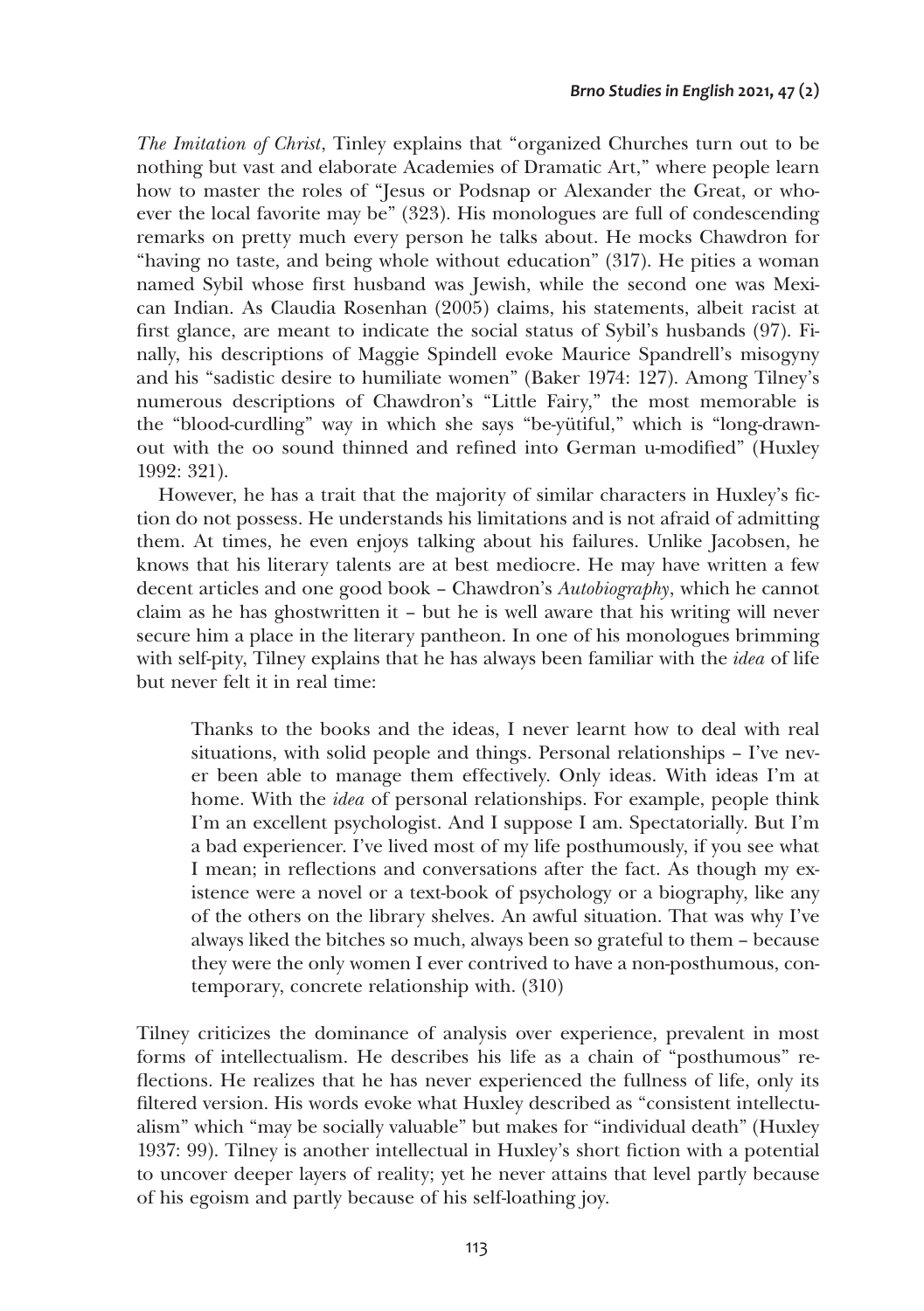*The Imitation of Christ*, Tinley explains that "organized Churches turn out to be nothing but vast and elaborate Academies of Dramatic Art," where people learn how to master the roles of "Jesus or Podsnap or Alexander the Great, or whoever the local favorite may be" (323). His monologues are full of condescending remarks on pretty much every person he talks about. He mocks Chawdron for "having no taste, and being whole without education" (317). He pities a woman named Sybil whose first husband was Jewish, while the second one was Mexican Indian. As Claudia Rosenhan (2005) claims, his statements, albeit racist at first glance, are meant to indicate the social status of Sybil's husbands (97). Finally, his descriptions of Maggie Spindell evoke Maurice Spandrell's misogyny and his "sadistic desire to humiliate women" (Baker 1974: 127). Among Tilney's numerous descriptions of Chawdron's "Little Fairy," the most memorable is the "blood-curdling" way in which she says "be-yütiful," which is "long-drawn-out with the oo sound thinned and refined into German u-modified" (Huxley 1992: 321).

However, he has a trait that the majority of similar characters in Huxley's fiction do not possess. He understands his limitations and is not afraid of admitting them. At times, he even enjoys talking about his failures. Unlike Jacobsen, he knows that his literary talents are at best mediocre. He may have written a few decent articles and one good book – Chawdron's *Autobiography*, which he cannot claim as he has ghostwritten it – but he is well aware that his writing will never secure him a place in the literary pantheon. In one of his monologues brimming with self-pity, Tilney explains that he has always been familiar with the *idea* of life but never felt it in real time:

> Thanks to the books and the ideas, I never learnt how to deal with real situations, with solid people and things. Personal relationships – I've never been able to manage them effectively. Only ideas. With ideas I'm at home. With the *idea* of personal relationships. For example, people think I'm an excellent psychologist. And I suppose I am. Spectatorially. But I'm a bad experiencer. I've lived most of my life posthumously, if you see what I mean; in reflections and conversations after the fact. As though my existence were a novel or a text-book of psychology or a biography, like any of the others on the library shelves. An awful situation. That was why I've always liked the bitches so much, always been so grateful to them – because they were the only women I ever contrived to have a non-posthumous, contemporary, concrete relationship with. (310)

Tilney criticizes the dominance of analysis over experience, prevalent in most forms of intellectualism. He describes his life as a chain of "posthumous" reflections. He realizes that he has never experienced the fullness of life, only its filtered version. His words evoke what Huxley described as "consistent intellectualism" which "may be socially valuable" but makes for "individual death" (Huxley 1937: 99). Tilney is another intellectual in Huxley's short fiction with a potential to uncover deeper layers of reality; yet he never attains that level partly because of his egoism and partly because of his self-loathing joy.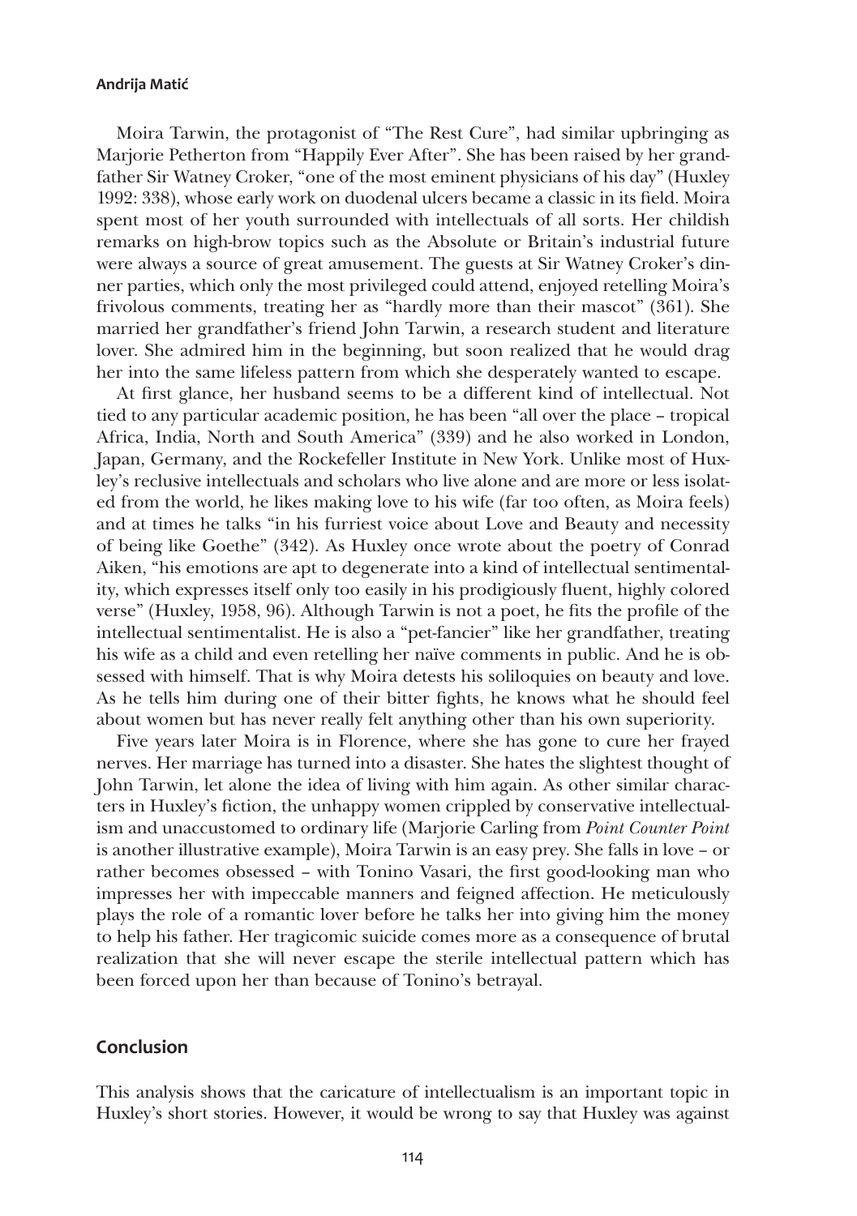Moira Tarwin, the protagonist of "The Rest Cure", had similar upbringing as Marjorie Petherton from "Happily Ever After". She has been raised by her grandfather Sir Watney Croker, "one of the most eminent physicians of his day" (Huxley 1992: 338), whose early work on duodenal ulcers became a classic in its field. Moira spent most of her youth surrounded with intellectuals of all sorts. Her childish remarks on high-brow topics such as the Absolute or Britain's industrial future were always a source of great amusement. The guests at Sir Watney Croker's dinner parties, which only the most privileged could attend, enjoyed retelling Moira's frivolous comments, treating her as "hardly more than their mascot" (361). She married her grandfather's friend John Tarwin, a research student and literature lover. She admired him in the beginning, but soon realized that he would drag her into the same lifeless pattern from which she desperately wanted to escape.

At first glance, her husband seems to be a different kind of intellectual. Not tied to any particular academic position, he has been "all over the place – tropical Africa, India, North and South America" (339) and he also worked in London, Japan, Germany, and the Rockefeller Institute in New York. Unlike most of Huxley's reclusive intellectuals and scholars who live alone and are more or less isolated from the world, he likes making love to his wife (far too often, as Moira feels) and at times he talks "in his furriest voice about Love and Beauty and necessity of being like Goethe" (342). As Huxley once wrote about the poetry of Conrad Aiken, "his emotions are apt to degenerate into a kind of intellectual sentimentality, which expresses itself only too easily in his prodigiously fluent, highly colored verse" (Huxley, 1958, 96). Although Tarwin is not a poet, he fits the profile of the intellectual sentimentalist. He is also a "pet-fancier" like her grandfather, treating his wife as a child and even retelling her naïve comments in public. And he is obsessed with himself. That is why Moira detests his soliloquies on beauty and love. As he tells him during one of their bitter fights, he knows what he should feel about women but has never really felt anything other than his own superiority.

Five years later Moira is in Florence, where she has gone to cure her frayed nerves. Her marriage has turned into a disaster. She hates the slightest thought of John Tarwin, let alone the idea of living with him again. As other similar characters in Huxley's fiction, the unhappy women crippled by conservative intellectualism and unaccustomed to ordinary life (Marjorie Carling from *Point Counter Point* is another illustrative example), Moira Tarwin is an easy prey. She falls in love – or rather becomes obsessed – with Tonino Vasari, the first good-looking man who impresses her with impeccable manners and feigned affection. He meticulously plays the role of a romantic lover before he talks her into giving him the money to help his father. Her tragicomic suicide comes more as a consequence of brutal realization that she will never escape the sterile intellectual pattern which has been forced upon her than because of Tonino's betrayal.

## Conclusion

This analysis shows that the caricature of intellectualism is an important topic in Huxley's short stories. However, it would be wrong to say that Huxley was against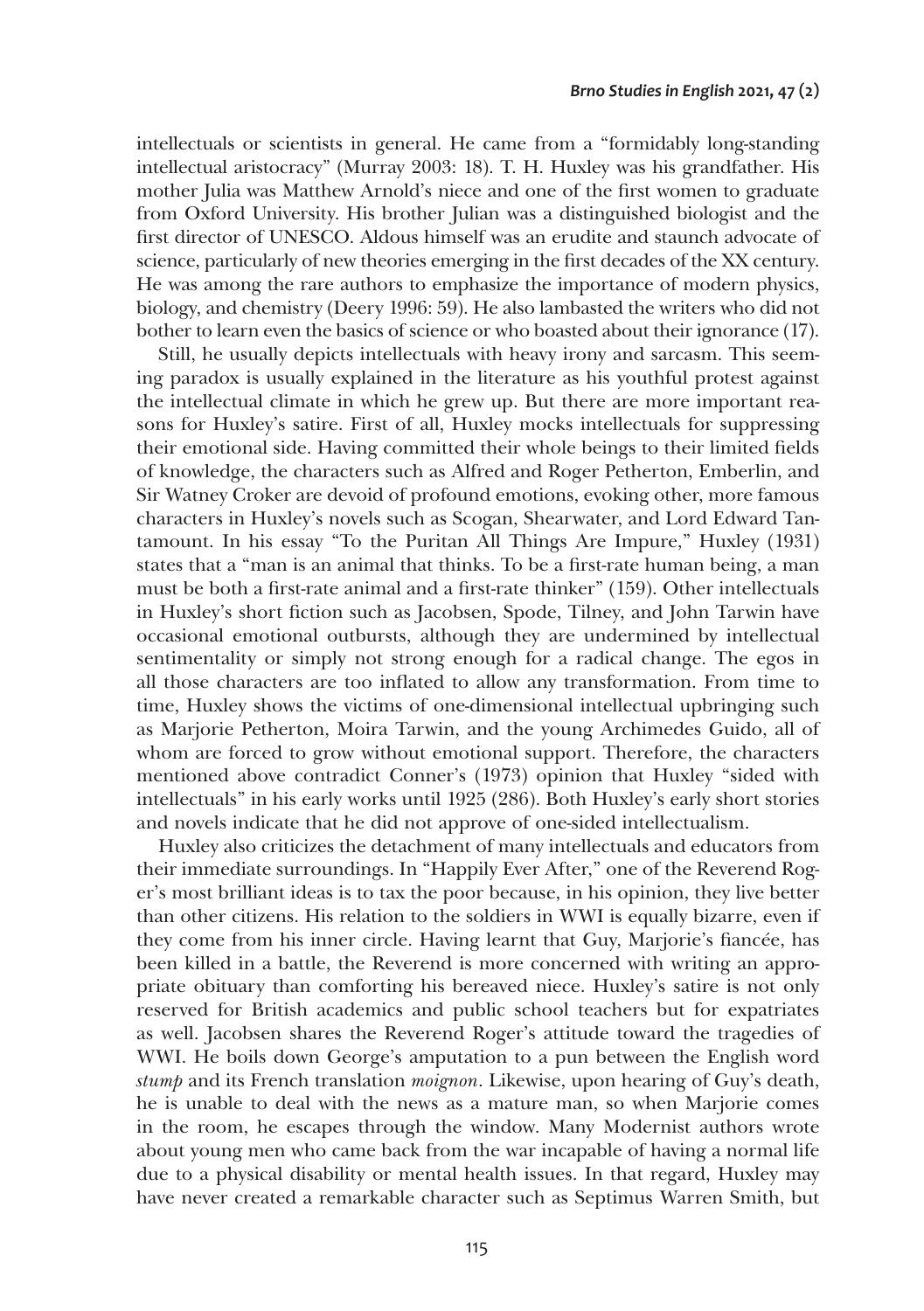intellectuals or scientists in general. He came from a "formidably long-standing intellectual aristocracy" (Murray 2003: 18). T. H. Huxley was his grandfather. His mother Julia was Matthew Arnold's niece and one of the first women to graduate from Oxford University. His brother Julian was a distinguished biologist and the first director of UNESCO. Aldous himself was an erudite and staunch advocate of science, particularly of new theories emerging in the first decades of the XX century. He was among the rare authors to emphasize the importance of modern physics, biology, and chemistry (Deery 1996: 59). He also lambasted the writers who did not bother to learn even the basics of science or who boasted about their ignorance (17).

Still, he usually depicts intellectuals with heavy irony and sarcasm. This seeming paradox is usually explained in the literature as his youthful protest against the intellectual climate in which he grew up. But there are more important reasons for Huxley's satire. First of all, Huxley mocks intellectuals for suppressing their emotional side. Having committed their whole beings to their limited fields of knowledge, the characters such as Alfred and Roger Petherton, Emberlin, and Sir Watney Croker are devoid of profound emotions, evoking other, more famous characters in Huxley's novels such as Scogan, Shearwater, and Lord Edward Tantamount. In his essay "To the Puritan All Things Are Impure," Huxley (1931) states that a "man is an animal that thinks. To be a first-rate human being, a man must be both a first-rate animal and a first-rate thinker" (159). Other intellectuals in Huxley's short fiction such as Jacobsen, Spode, Tilney, and John Tarwin have occasional emotional outbursts, although they are undermined by intellectual sentimentality or simply not strong enough for a radical change. The egos in all those characters are too inflated to allow any transformation. From time to time, Huxley shows the victims of one-dimensional intellectual upbringing such as Marjorie Petherton, Moira Tarwin, and the young Archimedes Guido, all of whom are forced to grow without emotional support. Therefore, the characters mentioned above contradict Conner's (1973) opinion that Huxley "sided with intellectuals" in his early works until 1925 (286). Both Huxley's early short stories and novels indicate that he did not approve of one-sided intellectualism.

Huxley also criticizes the detachment of many intellectuals and educators from their immediate surroundings. In "Happily Ever After," one of the Reverend Roger's most brilliant ideas is to tax the poor because, in his opinion, they live better than other citizens. His relation to the soldiers in WWI is equally bizarre, even if they come from his inner circle. Having learnt that Guy, Marjorie's fiancée, has been killed in a battle, the Reverend is more concerned with writing an appropriate obituary than comforting his bereaved niece. Huxley's satire is not only reserved for British academics and public school teachers but for expatriates as well. Jacobsen shares the Reverend Roger's attitude toward the tragedies of WWI. He boils down George's amputation to a pun between the English word *stump* and its French translation *moignon*. Likewise, upon hearing of Guy's death, he is unable to deal with the news as a mature man, so when Marjorie comes in the room, he escapes through the window. Many Modernist authors wrote about young men who came back from the war incapable of having a normal life due to a physical disability or mental health issues. In that regard, Huxley may have never created a remarkable character such as Septimus Warren Smith, but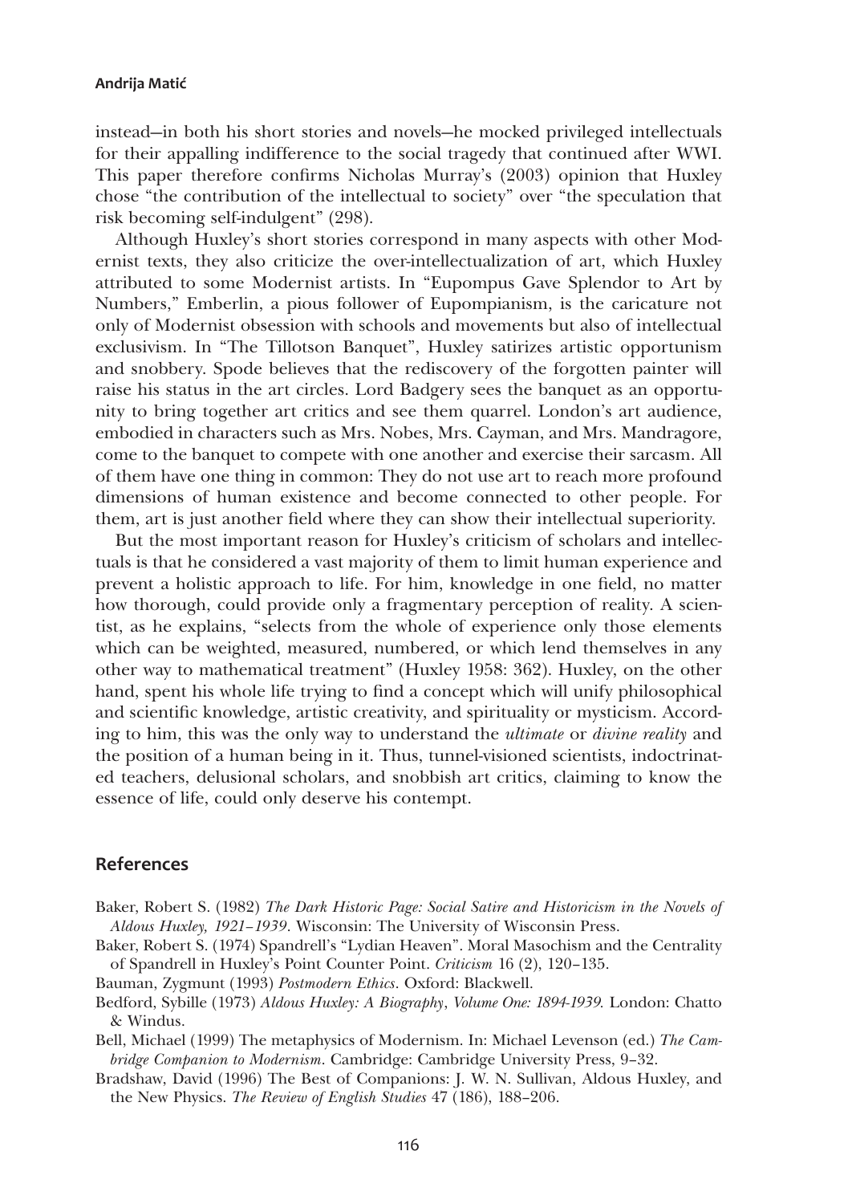instead—in both his short stories and novels—he mocked privileged intellectuals for their appalling indifference to the social tragedy that continued after WWI. This paper therefore confirms Nicholas Murray's (2003) opinion that Huxley chose "the contribution of the intellectual to society" over "the speculation that risk becoming self-indulgent" (298).

Although Huxley's short stories correspond in many aspects with other Modernist texts, they also criticize the over-intellectualization of art, which Huxley attributed to some Modernist artists. In "Eupompus Gave Splendor to Art by Numbers," Emberlin, a pious follower of Eupompianism, is the caricature not only of Modernist obsession with schools and movements but also of intellectual exclusivism. In "The Tillotson Banquet", Huxley satirizes artistic opportunism and snobbery. Spode believes that the rediscovery of the forgotten painter will raise his status in the art circles. Lord Badgery sees the banquet as an opportunity to bring together art critics and see them quarrel. London's art audience, embodied in characters such as Mrs. Nobes, Mrs. Cayman, and Mrs. Mandragore, come to the banquet to compete with one another and exercise their sarcasm. All of them have one thing in common: They do not use art to reach more profound dimensions of human existence and become connected to other people. For them, art is just another field where they can show their intellectual superiority.

But the most important reason for Huxley's criticism of scholars and intellectuals is that he considered a vast majority of them to limit human experience and prevent a holistic approach to life. For him, knowledge in one field, no matter how thorough, could provide only a fragmentary perception of reality. A scientist, as he explains, "selects from the whole of experience only those elements which can be weighted, measured, numbered, or which lend themselves in any other way to mathematical treatment" (Huxley 1958: 362). Huxley, on the other hand, spent his whole life trying to find a concept which will unify philosophical and scientific knowledge, artistic creativity, and spirituality or mysticism. According to him, this was the only way to understand the *ultimate* or *divine reality* and the position of a human being in it. Thus, tunnel-visioned scientists, indoctrinated teachers, delusional scholars, and snobbish art critics, claiming to know the essence of life, could only deserve his contempt.

## References

Baker, Robert S. (1982) *The Dark Historic Page: Social Satire and Historicism in the Novels of Aldous Huxley, 1921–1939*. Wisconsin: The University of Wisconsin Press.

Baker, Robert S. (1974) Spandrell's "Lydian Heaven". Moral Masochism and the Centrality of Spandrell in Huxley's Point Counter Point. *Criticism* 16 (2), 120–135.

Bauman, Zygmunt (1993) *Postmodern Ethics*. Oxford: Blackwell.

Bedford, Sybille (1973) *Aldous Huxley: A Biography, Volume One: 1894-1939*. London: Chatto & Windus.

Bell, Michael (1999) The metaphysics of Modernism. In: Michael Levenson (ed.) *The Cambridge Companion to Modernism*. Cambridge: Cambridge University Press, 9–32.

Bradshaw, David (1996) The Best of Companions: J. W. N. Sullivan, Aldous Huxley, and the New Physics. *The Review of English Studies* 47 (186), 188–206.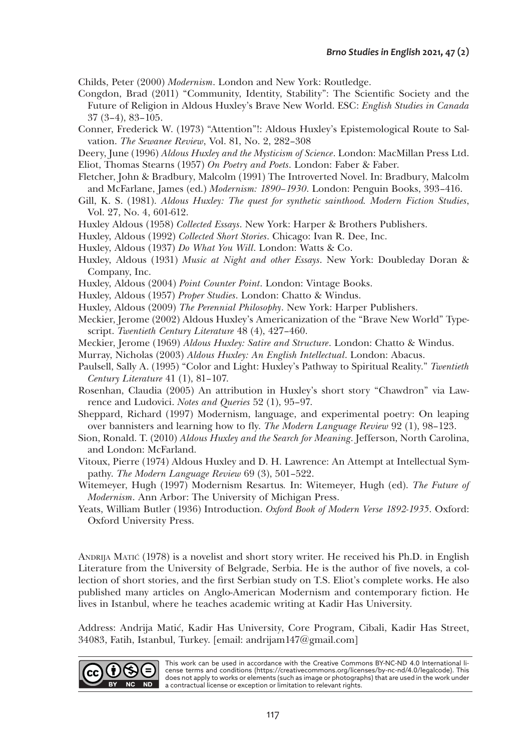Childs, Peter (2000) *Modernism*. London and New York: Routledge.

Congdon, Brad (2011) "Community, Identity, Stability": The Scientific Society and the Future of Religion in Aldous Huxley's Brave New World. ESC: *English Studies in Canada* 37 (3–4), 83–105.

Conner, Frederick W. (1973) "Attention"!: Aldous Huxley's Epistemological Route to Salvation. *The Sewanee Review*, Vol. 81, No. 2, 282–308

Deery, June (1996) *Aldous Huxley and the Mysticism of Science*. London: MacMillan Press Ltd.

Eliot, Thomas Stearns (1957) *On Poetry and Poets*. London: Faber & Faber.

Fletcher, John & Bradbury, Malcolm (1991) The Introverted Novel. In: Bradbury, Malcolm and McFarlane, James (ed.) *Modernism: 1890–1930*. London: Penguin Books, 393–416.

Gill, K. S. (1981). *Aldous Huxley: The quest for synthetic sainthood. Modern Fiction Studies*, Vol. 27, No. 4, 601-612.

Huxley Aldous (1958) *Collected Essays*. New York: Harper & Brothers Publishers.

Huxley, Aldous (1992) *Collected Short Stories*. Chicago: Ivan R. Dee, Inc.

Huxley, Aldous (1937) *Do What You Will*. London: Watts & Co.

Huxley, Aldous (1931) *Music at Night and other Essays*. New York: Doubleday Doran & Company, Inc.

Huxley, Aldous (2004) *Point Counter Point*. London: Vintage Books.

Huxley, Aldous (1957) *Proper Studies*. London: Chatto & Windus.

Huxley, Aldous (2009) *The Perennial Philosophy*. New York: Harper Publishers.

Meckier, Jerome (2002) Aldous Huxley's Americanization of the "Brave New World" Typescript. *Twentieth Century Literature* 48 (4), 427–460.

Meckier, Jerome (1969) *Aldous Huxley: Satire and Structure*. London: Chatto & Windus.

Murray, Nicholas (2003) *Aldous Huxley: An English Intellectual*. London: Abacus.

Paulsell, Sally A. (1995) "Color and Light: Huxley's Pathway to Spiritual Reality." *Twentieth Century Literature* 41 (1), 81–107.

Rosenhan, Claudia (2005) An attribution in Huxley's short story "Chawdron" via Lawrence and Ludovici. *Notes and Queries* 52 (1), 95–97.

Sheppard, Richard (1997) Modernism, language, and experimental poetry: On leaping over bannisters and learning how to fly. *The Modern Language Review* 92 (1), 98–123.

Sion, Ronald. T. (2010) *Aldous Huxley and the Search for Meaning*. Jefferson, North Carolina, and London: McFarland.

Vitoux, Pierre (1974) Aldous Huxley and D. H. Lawrence: An Attempt at Intellectual Sympathy. *The Modern Language Review* 69 (3), 501–522.

Witemeyer, Hugh (1997) Modernism Resartus*.* In: Witemeyer, Hugh (ed). *The Future of Modernism*. Ann Arbor: The University of Michigan Press.

Yeats, William Butler (1936) Introduction. *Oxford Book of Modern Verse 1892-1935*. Oxford: Oxford University Press.

Andrija Matić (1978) is a novelist and short story writer. He received his Ph.D. in English Literature from the University of Belgrade, Serbia. He is the author of five novels, a collection of short stories, and the first Serbian study on T.S. Eliot's complete works. He also published many articles on Anglo-American Modernism and contemporary fiction. He lives in Istanbul, where he teaches academic writing at Kadir Has University.

Address: Andrija Matić, Kadir Has University, Core Program, Cibali, Kadir Has Street, 34083, Fatih, Istanbul, Turkey. [email: andrijam147@gmail.com]

This work can be used in accordance with the Creative Commons BY-NC-ND 4.0 International license terms and conditions (https://creativecommons.org/licenses/by-nc-nd/4.0/legalcode). This does not apply to works or elements (such as image or photographs) that are used in the work under a contractual license or exception or limitation to relevant rights.